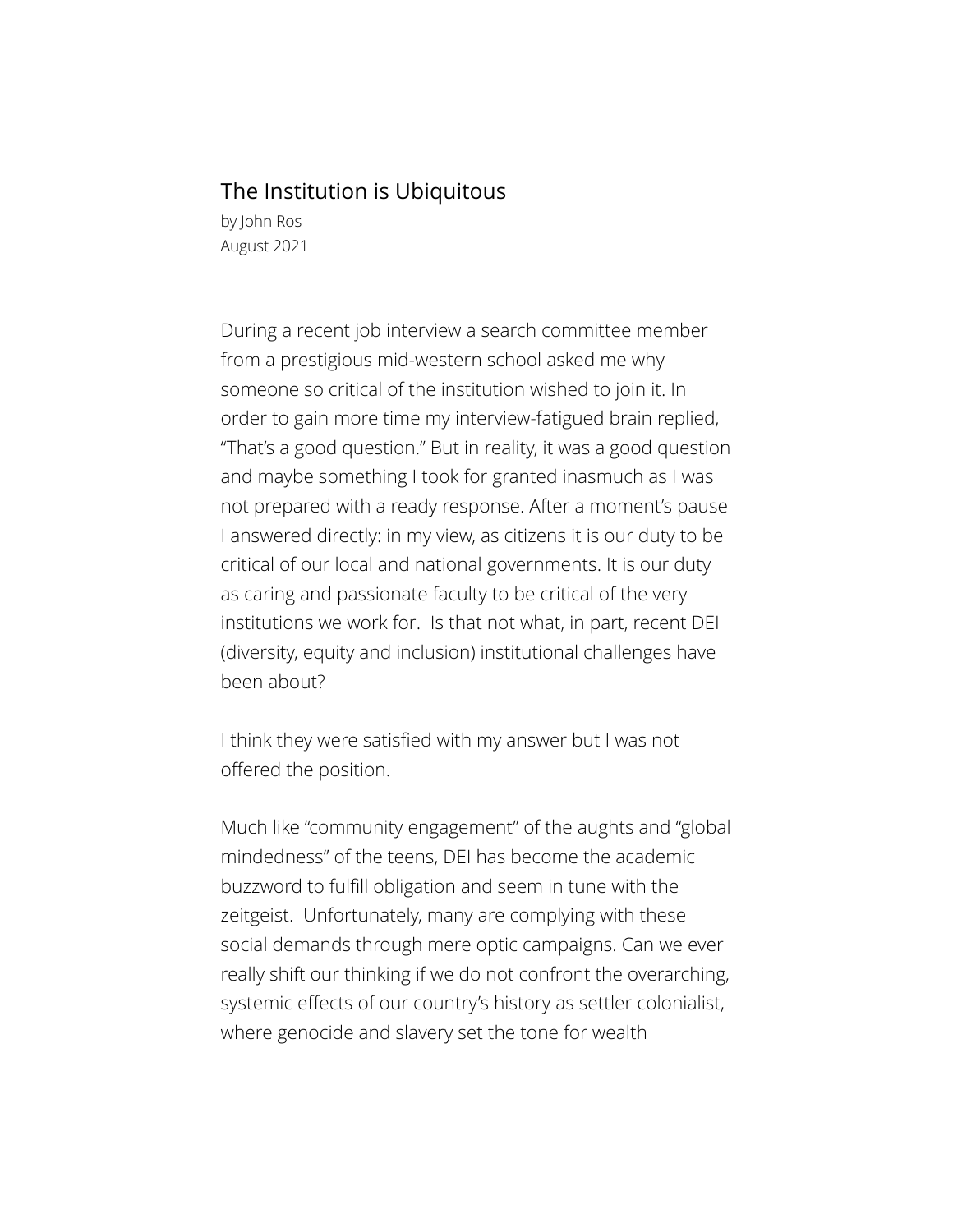# The Institution is Ubiquitous

by John Ros
August 2021

During a recent job interview a search committee member from a prestigious mid-western school asked me why someone so critical of the institution wished to join it. In order to gain more time my interview-fatigued brain replied, "That's a good question." But in reality, it was a good question and maybe something I took for granted inasmuch as I was not prepared with a ready response. After a moment's pause I answered directly: in my view, as citizens it is our duty to be critical of our local and national governments. It is our duty as caring and passionate faculty to be critical of the very institutions we work for. Is that not what, in part, recent DEI (diversity, equity and inclusion) institutional challenges have been about?

I think they were satisfied with my answer but I was not offered the position.

Much like "community engagement" of the aughts and "global mindedness" of the teens, DEI has become the academic buzzword to fulfill obligation and seem in tune with the zeitgeist. Unfortunately, many are complying with these social demands through mere optic campaigns. Can we ever really shift our thinking if we do not confront the overarching, systemic effects of our country's history as settler colonialist, where genocide and slavery set the tone for wealth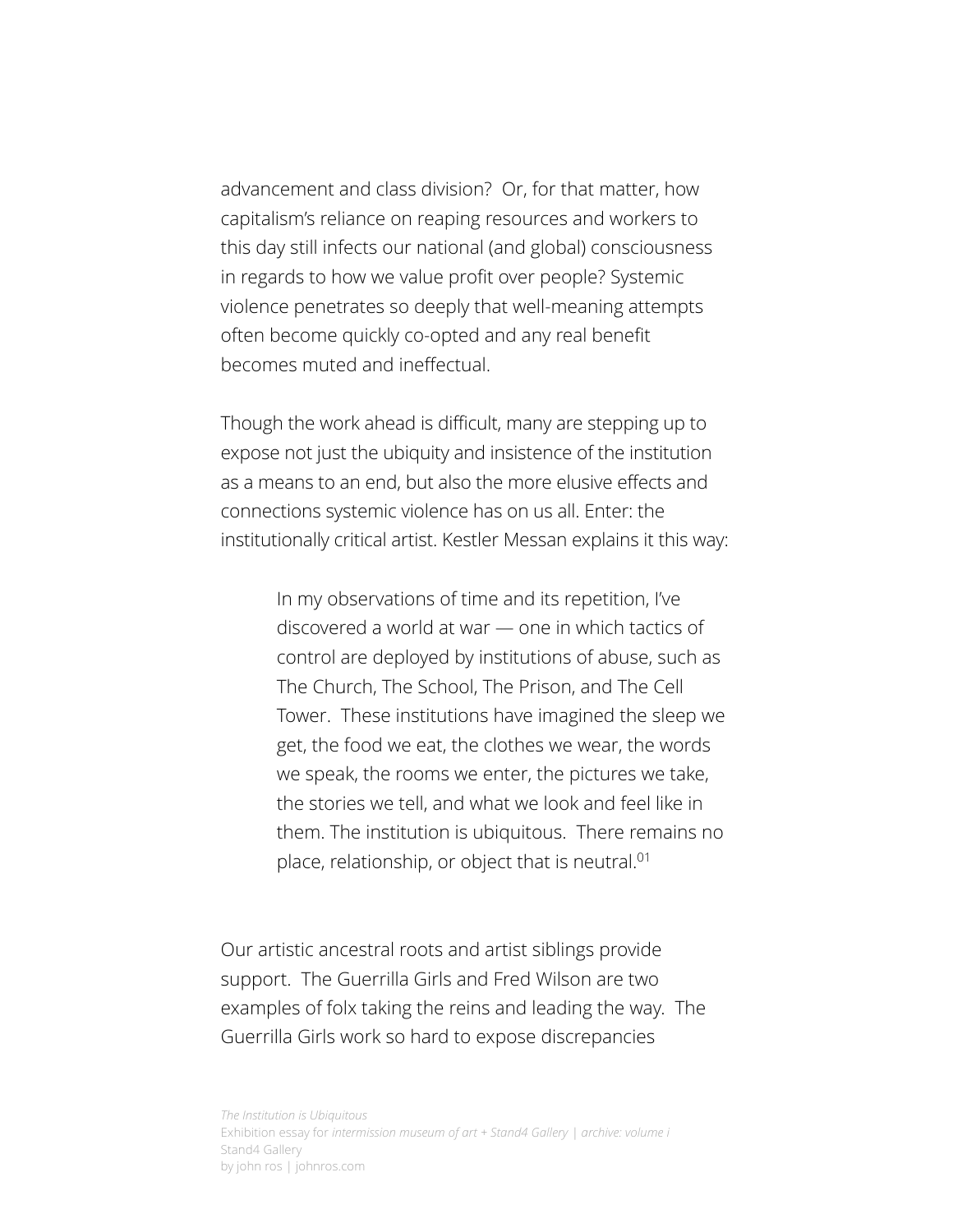advancement and class division? Or, for that matter, how capitalism's reliance on reaping resources and workers to this day still infects our national (and global) consciousness in regards to how we value profit over people? Systemic violence penetrates so deeply that well-meaning attempts often become quickly co-opted and any real benefit becomes muted and ineffectual.

Though the work ahead is difficult, many are stepping up to expose not just the ubiquity and insistence of the institution as a means to an end, but also the more elusive effects and connections systemic violence has on us all. Enter: the institutionally critical artist. Kestler Messan explains it this way:

> In my observations of time and its repetition, I've discovered a world at war — one in which tactics of control are deployed by institutions of abuse, such as The Church, The School, The Prison, and The Cell Tower. These institutions have imagined the sleep we get, the food we eat, the clothes we wear, the words we speak, the rooms we enter, the pictures we take, the stories we tell, and what we look and feel like in them. The institution is ubiquitous. There remains no place, relationship, or object that is neutral.[01]

Our artistic ancestral roots and artist siblings provide support. The Guerrilla Girls and Fred Wilson are two examples of folx taking the reins and leading the way. The Guerrilla Girls work so hard to expose discrepancies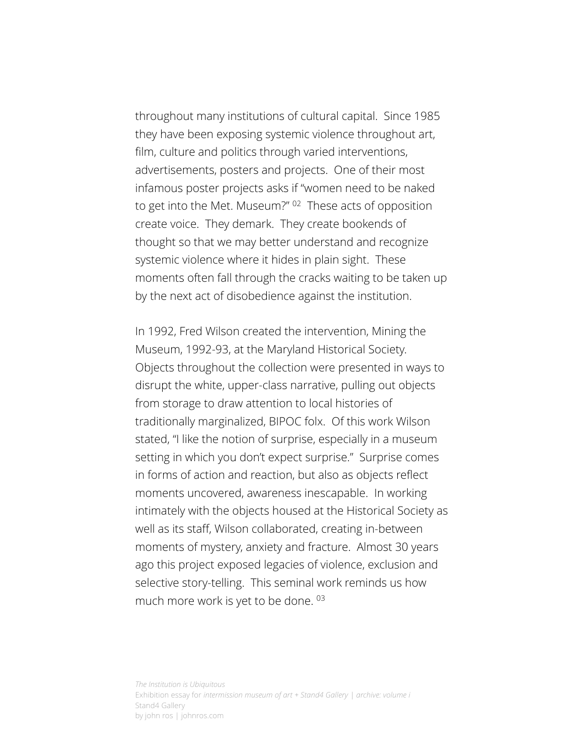throughout many institutions of cultural capital.  Since 1985 they have been exposing systemic violence throughout art, film, culture and politics through varied interventions, advertisements, posters and projects.  One of their most infamous poster projects asks if "women need to be naked to get into the Met. Museum?" [02]  These acts of opposition create voice.  They demark.  They create bookends of thought so that we may better understand and recognize systemic violence where it hides in plain sight.  These moments often fall through the cracks waiting to be taken up by the next act of disobedience against the institution.

In 1992, Fred Wilson created the intervention, Mining the Museum, 1992-93, at the Maryland Historical Society. Objects throughout the collection were presented in ways to disrupt the white, upper-class narrative, pulling out objects from storage to draw attention to local histories of traditionally marginalized, BIPOC folx.  Of this work Wilson stated, "I like the notion of surprise, especially in a museum setting in which you don't expect surprise."  Surprise comes in forms of action and reaction, but also as objects reflect moments uncovered, awareness inescapable.  In working intimately with the objects housed at the Historical Society as well as its staff, Wilson collaborated, creating in-between moments of mystery, anxiety and fracture.  Almost 30 years ago this project exposed legacies of violence, exclusion and selective story-telling.  This seminal work reminds us how much more work is yet to be done. [03]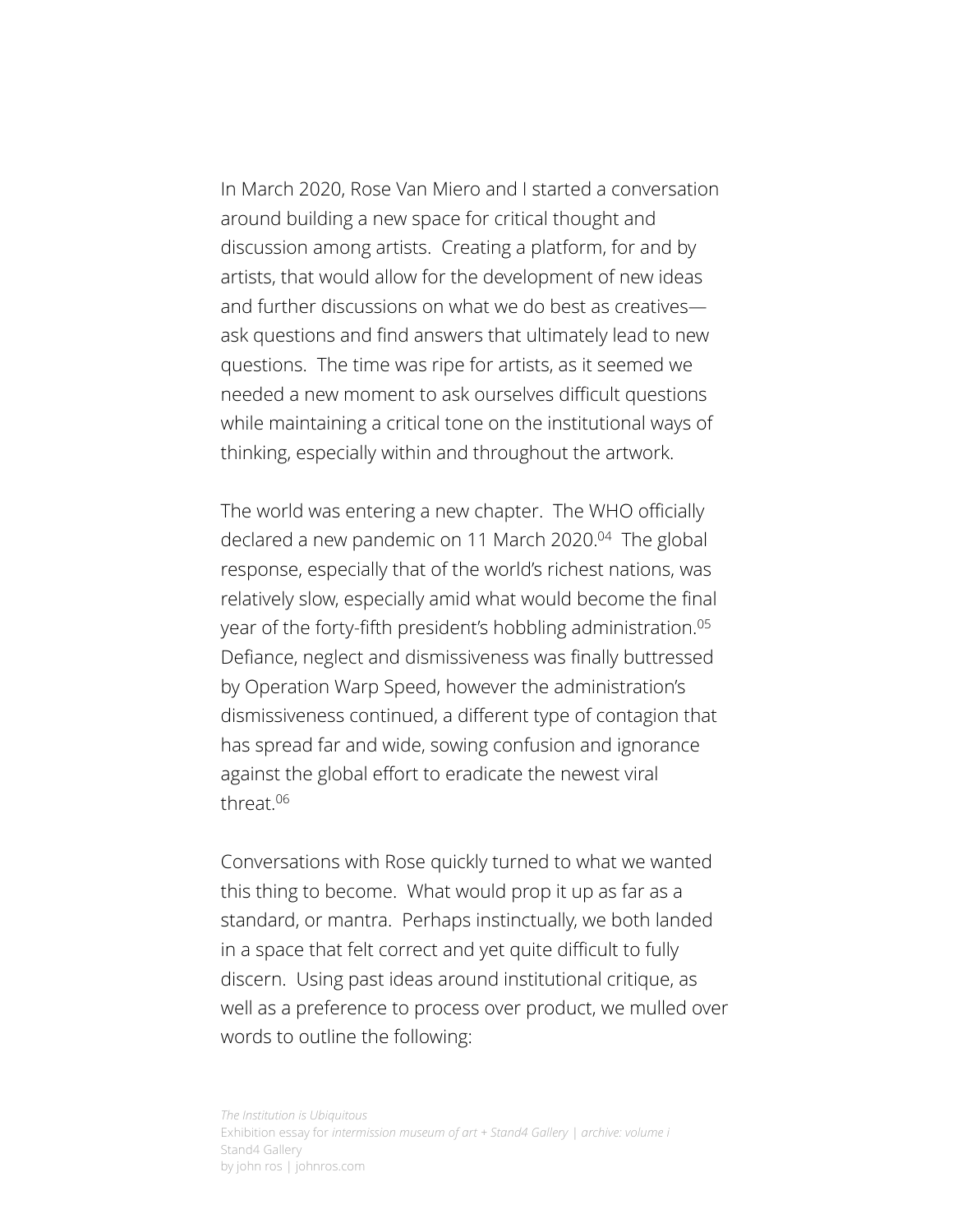In March 2020, Rose Van Miero and I started a conversation around building a new space for critical thought and discussion among artists. Creating a platform, for and by artists, that would allow for the development of new ideas and further discussions on what we do best as creatives—ask questions and find answers that ultimately lead to new questions. The time was ripe for artists, as it seemed we needed a new moment to ask ourselves difficult questions while maintaining a critical tone on the institutional ways of thinking, especially within and throughout the artwork.

The world was entering a new chapter. The WHO officially declared a new pandemic on 11 March 2020.[04] The global response, especially that of the world's richest nations, was relatively slow, especially amid what would become the final year of the forty-fifth president's hobbling administration.[05] Defiance, neglect and dismissiveness was finally buttressed by Operation Warp Speed, however the administration's dismissiveness continued, a different type of contagion that has spread far and wide, sowing confusion and ignorance against the global effort to eradicate the newest viral threat.[06]

Conversations with Rose quickly turned to what we wanted this thing to become. What would prop it up as far as a standard, or mantra. Perhaps instinctually, we both landed in a space that felt correct and yet quite difficult to fully discern. Using past ideas around institutional critique, as well as a preference to process over product, we mulled over words to outline the following: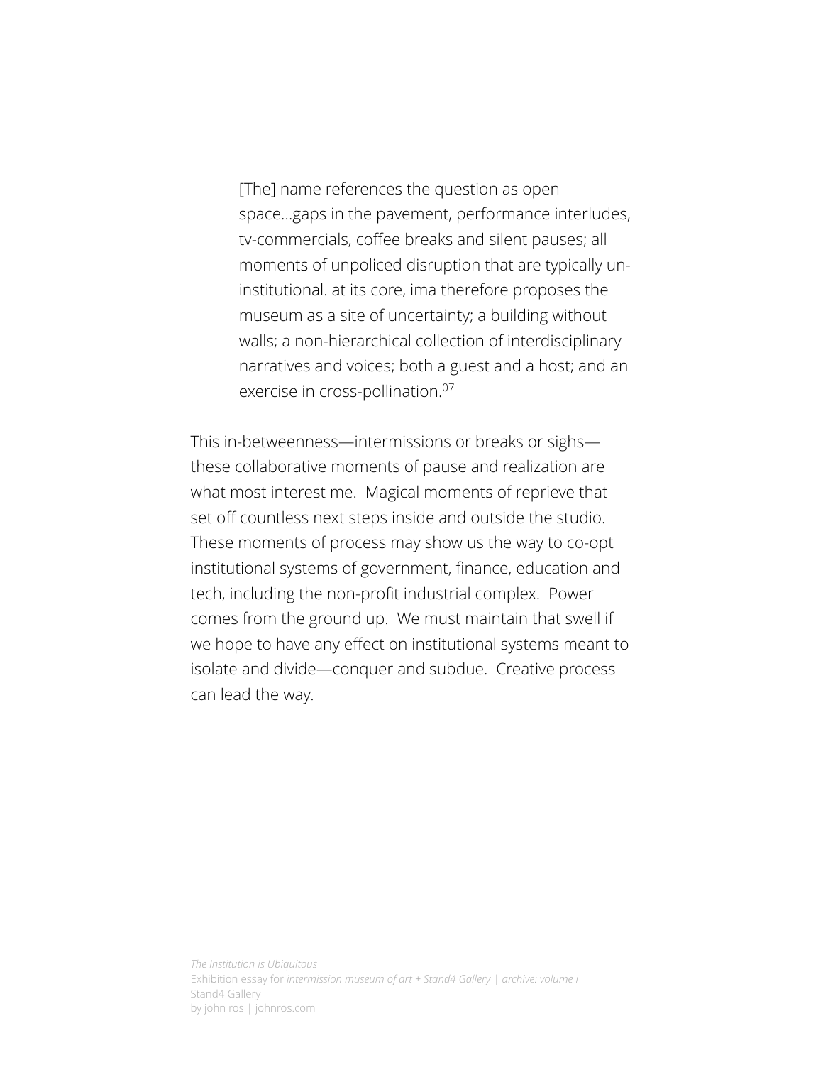> [The] name references the question as open space…gaps in the pavement, performance interludes, tv-commercials, coffee breaks and silent pauses; all moments of unpoliced disruption that are typically un-institutional. at its core, ima therefore proposes the museum as a site of uncertainty; a building without walls; a non-hierarchical collection of interdisciplinary narratives and voices; both a guest and a host; and an exercise in cross-pollination.[07]

This in-betweenness—intermissions or breaks or sighs—these collaborative moments of pause and realization are what most interest me. Magical moments of reprieve that set off countless next steps inside and outside the studio. These moments of process may show us the way to co-opt institutional systems of government, finance, education and tech, including the non-profit industrial complex. Power comes from the ground up. We must maintain that swell if we hope to have any effect on institutional systems meant to isolate and divide—conquer and subdue. Creative process can lead the way.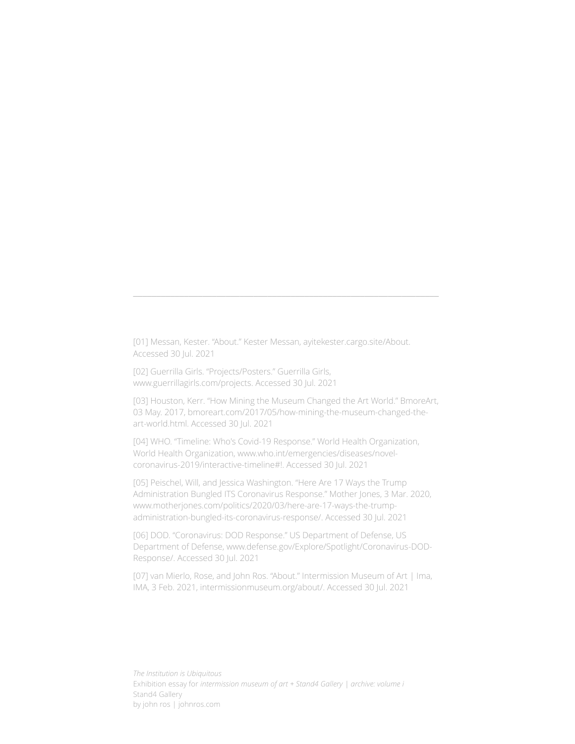---

[01] Messan, Kester. “About.” Kester Messan, ayitekester.cargo.site/About. Accessed 30 Jul. 2021

[02] Guerrilla Girls. “Projects/Posters.” Guerrilla Girls, www.guerrillagirls.com/projects. Accessed 30 Jul. 2021

[03] Houston, Kerr. “How Mining the Museum Changed the Art World.” BmoreArt, 03 May. 2017, bmoreart.com/2017/05/how-mining-the-museum-changed-the-art-world.html. Accessed 30 Jul. 2021

[04] WHO. “Timeline: Who's Covid-19 Response.” World Health Organization, World Health Organization, www.who.int/emergencies/diseases/novel-coronavirus-2019/interactive-timeline#!. Accessed 30 Jul. 2021

[05] Peischel, Will, and Jessica Washington. “Here Are 17 Ways the Trump Administration Bungled ITS Coronavirus Response.” Mother Jones, 3 Mar. 2020, www.motherjones.com/politics/2020/03/here-are-17-ways-the-trump-administration-bungled-its-coronavirus-response/. Accessed 30 Jul. 2021

[06] DOD. “Coronavirus: DOD Response.” US Department of Defense, US Department of Defense, www.defense.gov/Explore/Spotlight/Coronavirus-DOD-Response/. Accessed 30 Jul. 2021

[07] van Mierlo, Rose, and John Ros. “About.” Intermission Museum of Art | Ima, IMA, 3 Feb. 2021, intermissionmuseum.org/about/. Accessed 30 Jul. 2021

*The Institution is Ubiquitous*
Exhibition essay for *intermission museum of art + Stand4 Gallery | archive: volume i*
Stand4 Gallery
by john ros | johnros.com